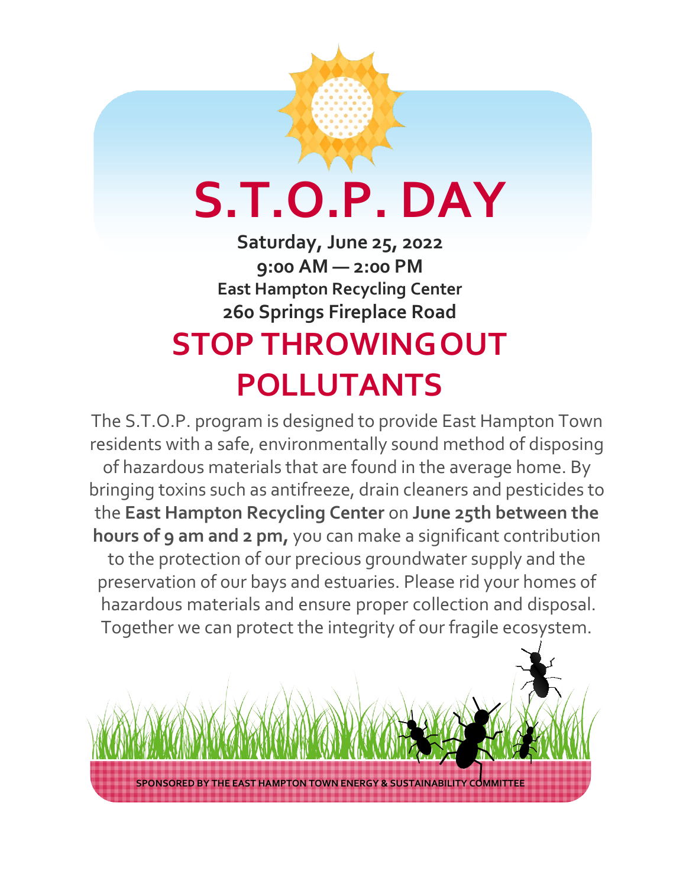# S.T.O.P. DAY

**Saturday, June 25, 2022**
**9:00 AM — 2:00 PM**
**East Hampton Recycling Center**
**260 Springs Fireplace Road**

## STOP THROWING OUT POLLUTANTS

The S.T.O.P. program is designed to provide East Hampton Town residents with a safe, environmentally sound method of disposing of hazardous materials that are found in the average home. By bringing toxins such as antifreeze, drain cleaners and pesticides to the **East Hampton Recycling Center** on **June 25th between the hours of 9 am and 2 pm,** you can make a significant contribution to the protection of our precious groundwater supply and the preservation of our bays and estuaries. Please rid your homes of hazardous materials and ensure proper collection and disposal. Together we can protect the integrity of our fragile ecosystem.

**SPONSORED BY THE EAST HAMPTON TOWN ENERGY & SUSTAINABILITY COMMITTEE**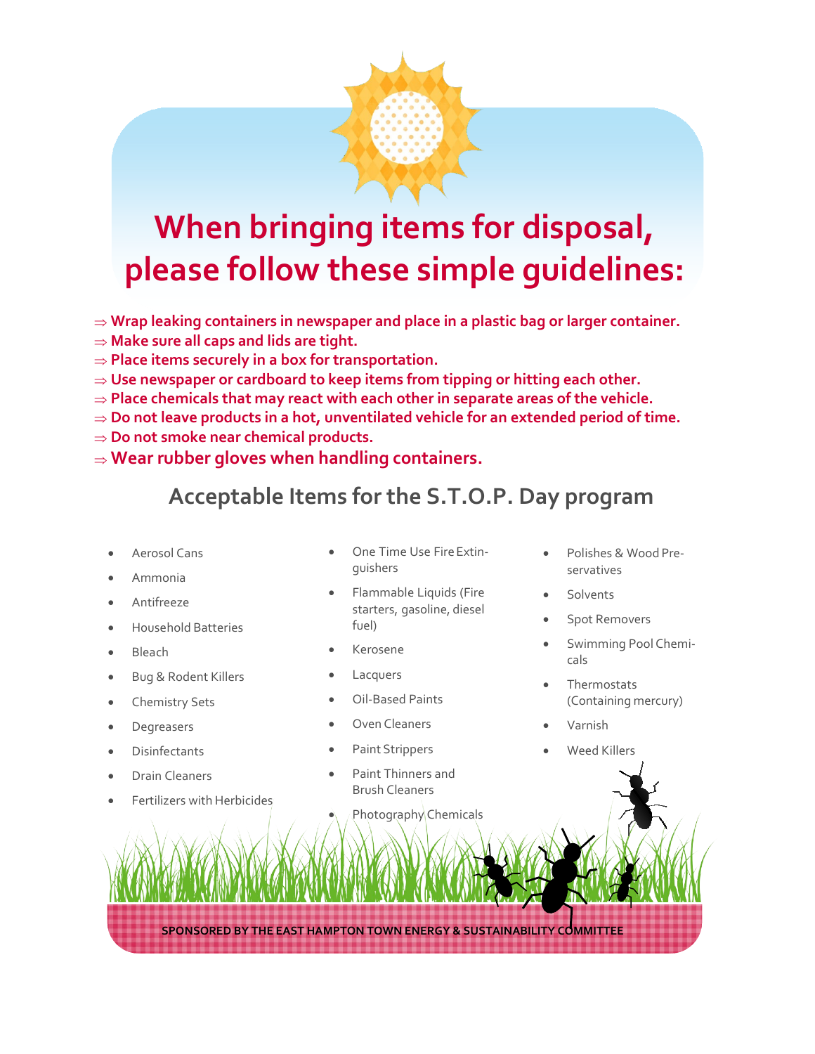# When bringing items for disposal, please follow these simple guidelines:

- ⇒ **Wrap leaking containers in newspaper and place in a plastic bag or larger container.**
- ⇒ **Make sure all caps and lids are tight.**
- ⇒ **Place items securely in a box for transportation.**
- ⇒ **Use newspaper or cardboard to keep items from tipping or hitting each other.**
- ⇒ **Place chemicals that may react with each other in separate areas of the vehicle.**
- ⇒ **Do not leave products in a hot, unventilated vehicle for an extended period of time.**
- ⇒ **Do not smoke near chemical products.**
- ⇒ **Wear rubber gloves when handling containers.**

## Acceptable Items for the S.T.O.P. Day program

- Aerosol Cans
- Ammonia
- Antifreeze
- Household Batteries
- Bleach
- Bug & Rodent Killers
- Chemistry Sets
- Degreasers
- Disinfectants
- Drain Cleaners
- Fertilizers with Herbicides
- One Time Use Fire Extinguishers
- Flammable Liquids (Fire starters, gasoline, diesel fuel)
- Kerosene
- Lacquers
- Oil-Based Paints
- Oven Cleaners
- Paint Strippers
- Paint Thinners and Brush Cleaners
- Photography Chemicals
- Polishes & Wood Preservatives
- Solvents
- Spot Removers
- Swimming Pool Chemicals
- Thermostats (Containing mercury)
- Varnish
- Weed Killers

**SPONSORED BY THE EAST HAMPTON TOWN ENERGY & SUSTAINABILITY COMMITTEE**